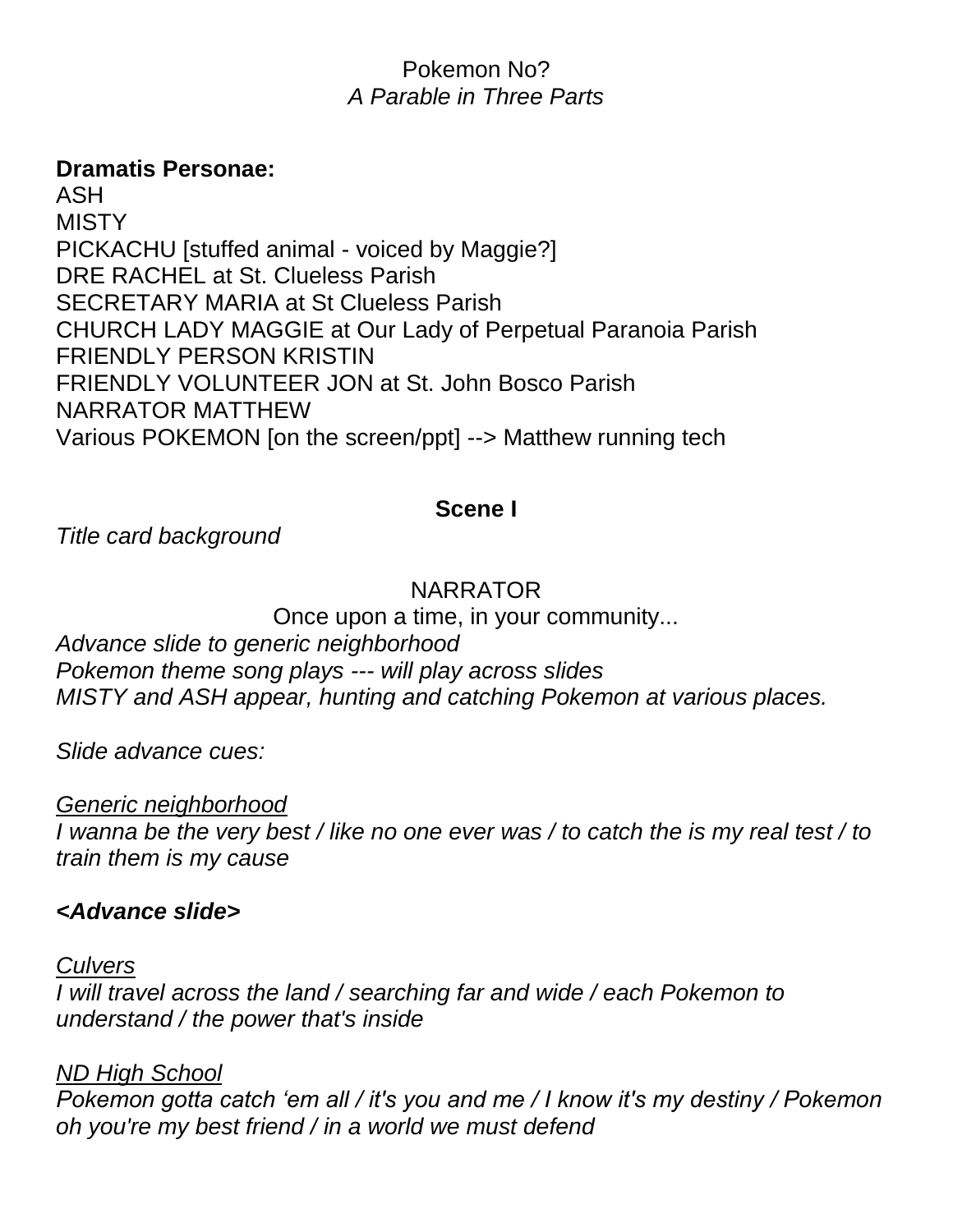Pokemon No?
*A Parable in Three Parts*

**Dramatis Personae:**
ASH
MISTY
PICKACHU [stuffed animal - voiced by Maggie?]
DRE RACHEL at St. Clueless Parish
SECRETARY MARIA at St Clueless Parish
CHURCH LADY MAGGIE at Our Lady of Perpetual Paranoia Parish
FRIENDLY PERSON KRISTIN
FRIENDLY VOLUNTEER JON at St. John Bosco Parish
NARRATOR MATTHEW
Various POKEMON [on the screen/ppt] --> Matthew running tech

**Scene I**

*Title card background*

NARRATOR
Once upon a time, in your community...

*Advance slide to generic neighborhood*
*Pokemon theme song plays --- will play across slides*
*MISTY and ASH appear, hunting and catching Pokemon at various places.*

*Slide advance cues:*

*<u>Generic neighborhood</u>*
*I wanna be the very best / like no one ever was / to catch the is my real test / to train them is my cause*

***<Advance slide>***

*<u>Culvers</u>*
*I will travel across the land / searching far and wide / each Pokemon to understand / the power that's inside*

*<u>ND High School</u>*
*Pokemon gotta catch 'em all / it's you and me / I know it's my destiny / Pokemon oh you're my best friend / in a world we must defend*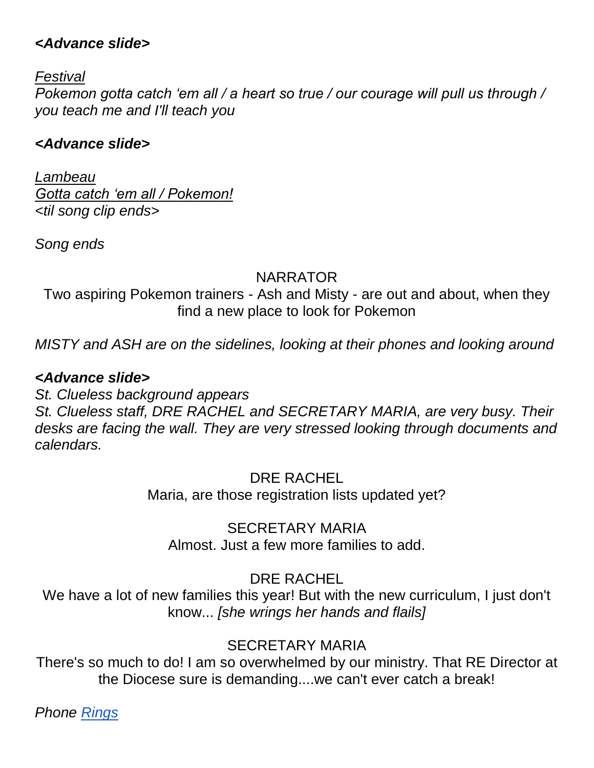***<Advance slide>***

*<u>Festival</u>*
*Pokemon gotta catch 'em all / a heart so true / our courage will pull us through / you teach me and I'll teach you*

***<Advance slide>***

*<u>Lambeau</u>*
*<u>Gotta catch 'em all / Pokemon!</u>*
*<til song clip ends>*

*Song ends*

NARRATOR
Two aspiring Pokemon trainers - Ash and Misty - are out and about, when they find a new place to look for Pokemon

*MISTY and ASH are on the sidelines, looking at their phones and looking around*

***<Advance slide>***
*St. Clueless background appears*
*St. Clueless staff, DRE RACHEL and SECRETARY MARIA, are very busy. Their desks are facing the wall. They are very stressed looking through documents and calendars.*

DRE RACHEL
Maria, are those registration lists updated yet?

SECRETARY MARIA
Almost. Just a few more families to add.

DRE RACHEL
We have a lot of new families this year! But with the new curriculum, I just don't know... *[she wrings her hands and flails]*

SECRETARY MARIA
There's so much to do! I am so overwhelmed by our ministry. That RE Director at the Diocese sure is demanding....we can't ever catch a break!

*Phone <u>Rings</u>*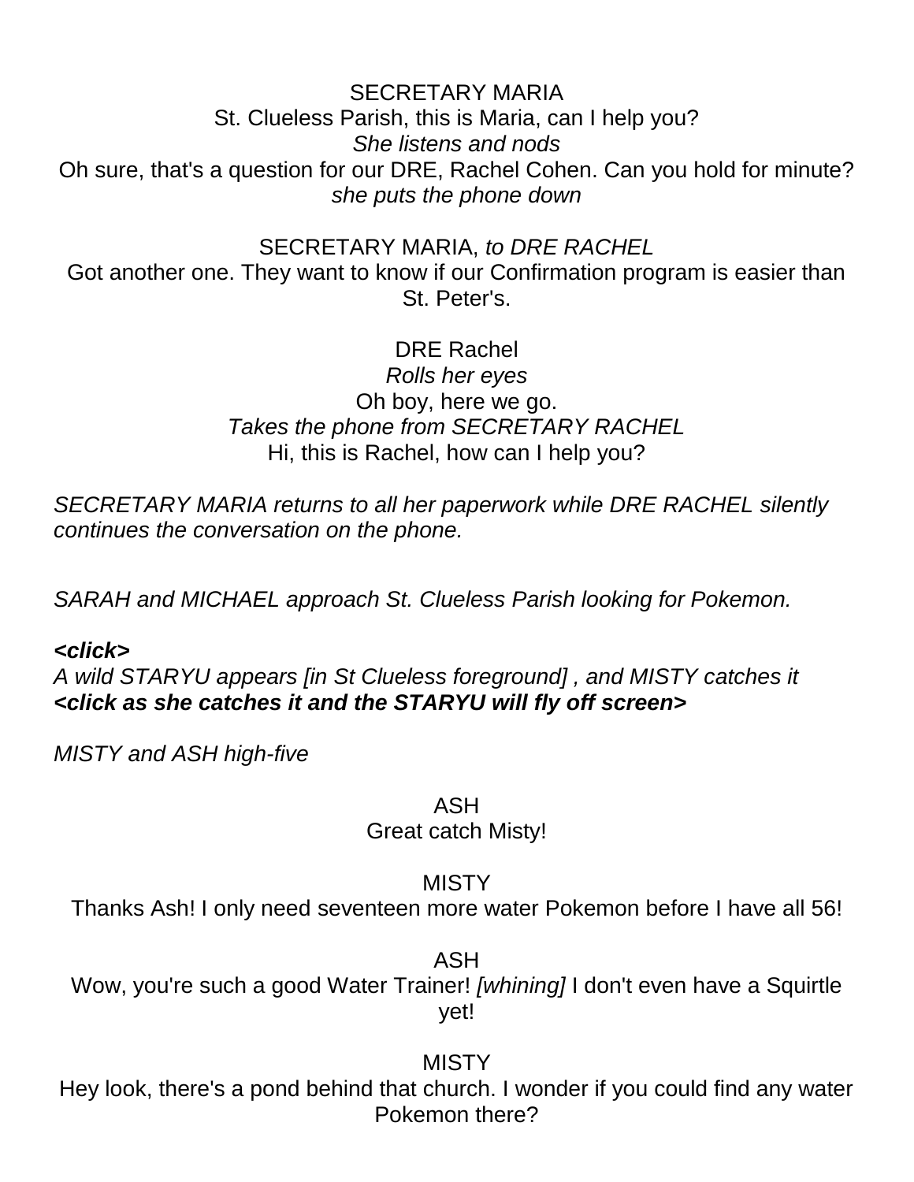SECRETARY MARIA
St. Clueless Parish, this is Maria, can I help you?
*She listens and nods*
Oh sure, that's a question for our DRE, Rachel Cohen. Can you hold for minute?
*she puts the phone down*

SECRETARY MARIA, *to DRE RACHEL*
Got another one. They want to know if our Confirmation program is easier than St. Peter's.

DRE Rachel
*Rolls her eyes*
Oh boy, here we go.
*Takes the phone from SECRETARY RACHEL*
Hi, this is Rachel, how can I help you?

*SECRETARY MARIA returns to all her paperwork while DRE RACHEL silently continues the conversation on the phone.*

*SARAH and MICHAEL approach St. Clueless Parish looking for Pokemon.*

***<click>***
*A wild STARYU appears [in St Clueless foreground] , and MISTY catches it*
***<click as she catches it and the STARYU will fly off screen>***

*MISTY and ASH high-five*

ASH
Great catch Misty!

MISTY
Thanks Ash! I only need seventeen more water Pokemon before I have all 56!

ASH
Wow, you're such a good Water Trainer! *[whining]* I don't even have a Squirtle yet!

MISTY
Hey look, there's a pond behind that church. I wonder if you could find any water Pokemon there?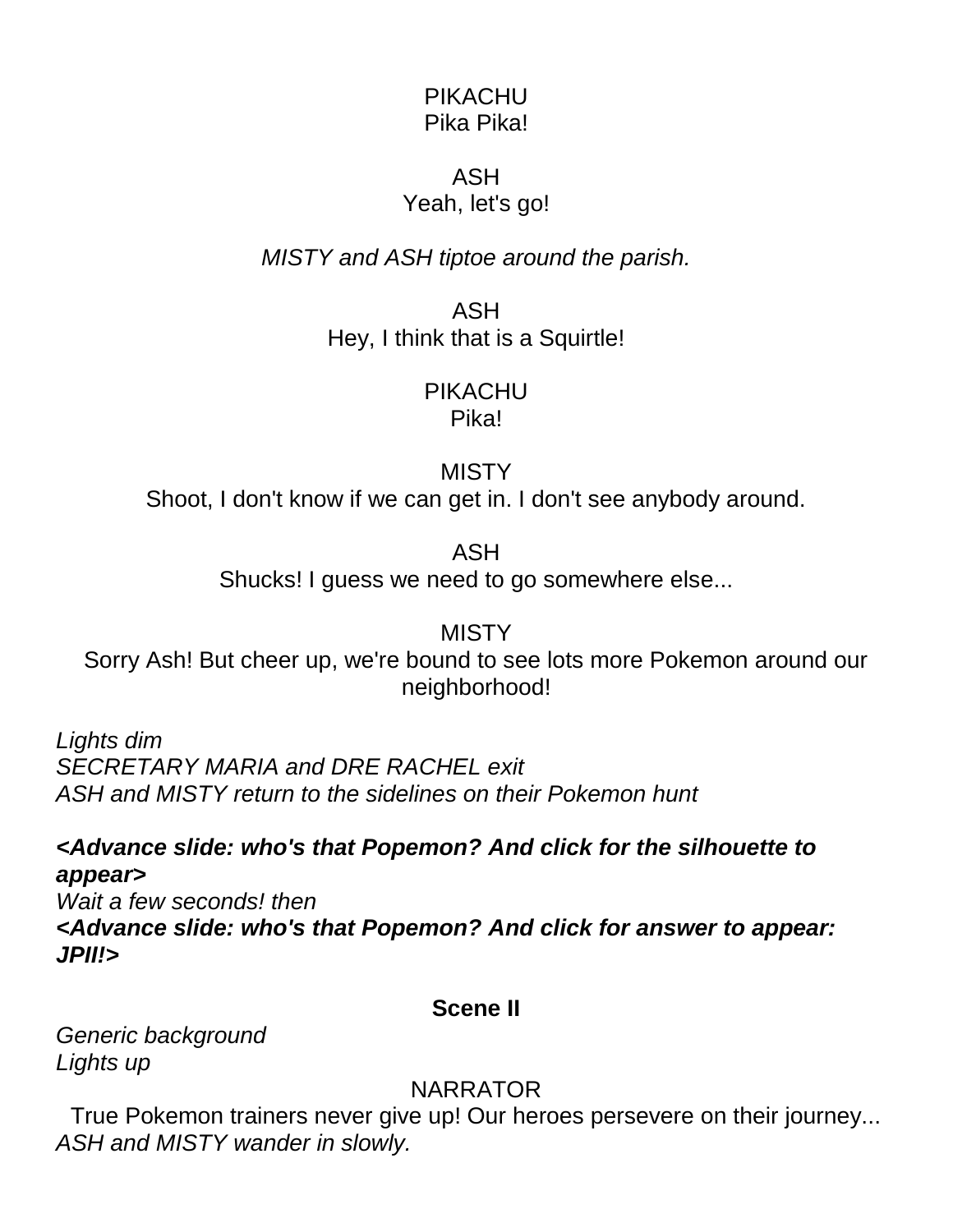PIKACHU
Pika Pika!

ASH
Yeah, let's go!

*MISTY and ASH tiptoe around the parish.*

ASH
Hey, I think that is a Squirtle!

PIKACHU
Pika!

MISTY
Shoot, I don't know if we can get in. I don't see anybody around.

ASH
Shucks! I guess we need to go somewhere else...

MISTY
Sorry Ash! But cheer up, we're bound to see lots more Pokemon around our neighborhood!

*Lights dim*
*SECRETARY MARIA and DRE RACHEL exit*
*ASH and MISTY return to the sidelines on their Pokemon hunt*

***<Advance slide: who's that Popemon? And click for the silhouette to appear>***
*Wait a few seconds! then*
***<Advance slide: who's that Popemon? And click for answer to appear: JPII!>***

**Scene II**

*Generic background*
*Lights up*

NARRATOR
True Pokemon trainers never give up! Our heroes persevere on their journey...
*ASH and MISTY wander in slowly.*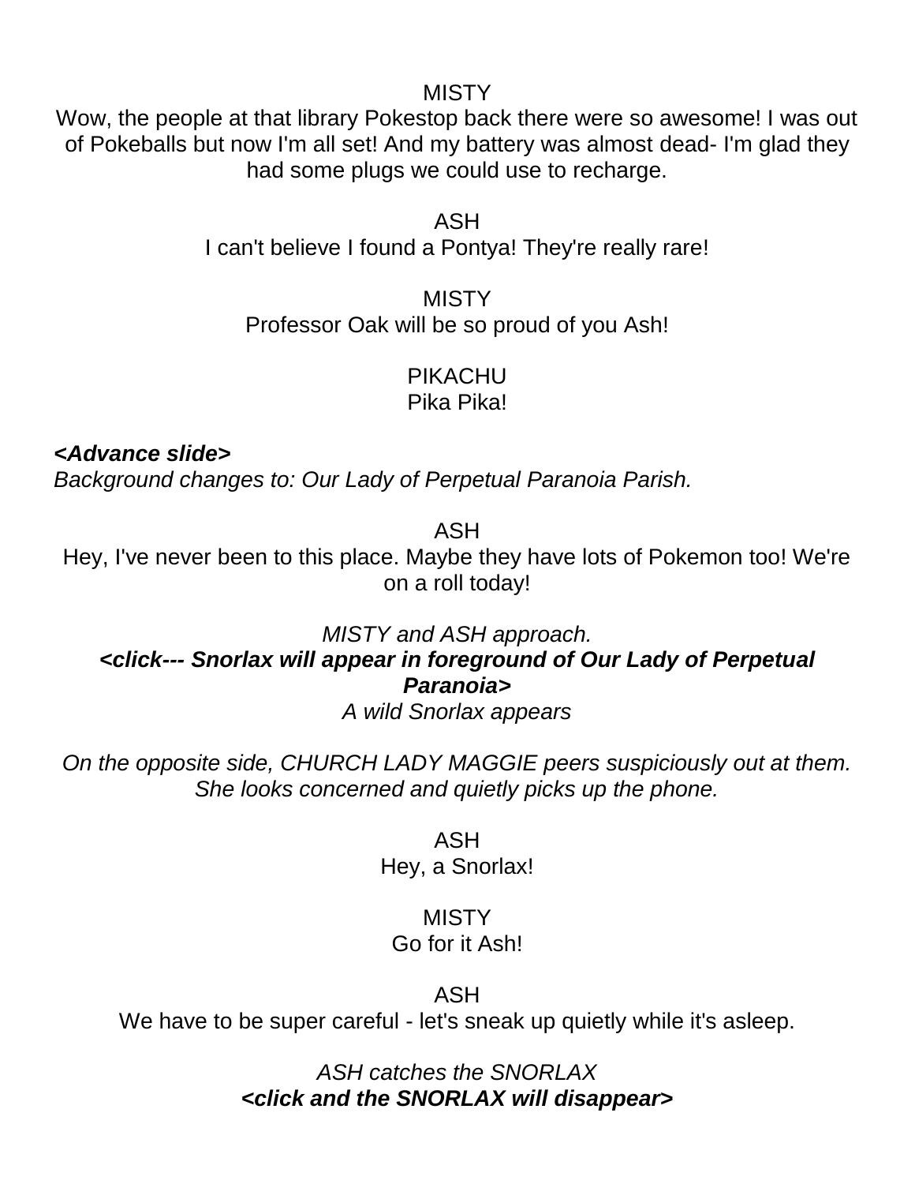MISTY

Wow, the people at that library Pokestop back there were so awesome! I was out of Pokeballs but now I'm all set! And my battery was almost dead- I'm glad they had some plugs we could use to recharge.

ASH

I can't believe I found a Pontya! They're really rare!

MISTY

Professor Oak will be so proud of you Ash!

PIKACHU

Pika Pika!

***<Advance slide>***

*Background changes to: Our Lady of Perpetual Paranoia Parish.*

ASH

Hey, I've never been to this place. Maybe they have lots of Pokemon too! We're on a roll today!

*MISTY and ASH approach.*

***<click--- Snorlax will appear in foreground of Our Lady of Perpetual Paranoia>***

*A wild Snorlax appears*

*On the opposite side, CHURCH LADY MAGGIE peers suspiciously out at them. She looks concerned and quietly picks up the phone.*

ASH

Hey, a Snorlax!

MISTY

Go for it Ash!

ASH

We have to be super careful - let's sneak up quietly while it's asleep.

*ASH catches the SNORLAX*

***<click and the SNORLAX will disappear>***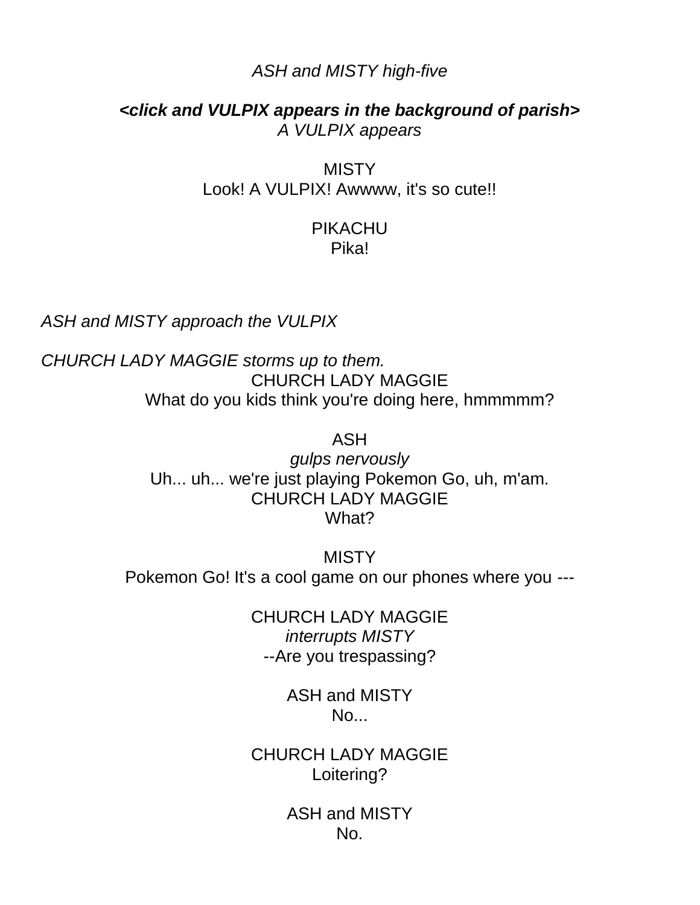*ASH and MISTY high-five*

***<click and VULPIX appears in the background of parish>***
*A VULPIX appears*

MISTY
Look! A VULPIX! Awwww, it's so cute!!

PIKACHU
Pika!

*ASH and MISTY approach the VULPIX*

*CHURCH LADY MAGGIE storms up to them.*

CHURCH LADY MAGGIE
What do you kids think you're doing here, hmmmmm?

ASH
*gulps nervously*
Uh... uh... we're just playing Pokemon Go, uh, m'am.

CHURCH LADY MAGGIE
What?

MISTY
Pokemon Go! It's a cool game on our phones where you ---

CHURCH LADY MAGGIE
*interrupts MISTY*
--Are you trespassing?

ASH and MISTY
No...

CHURCH LADY MAGGIE
Loitering?

ASH and MISTY
No.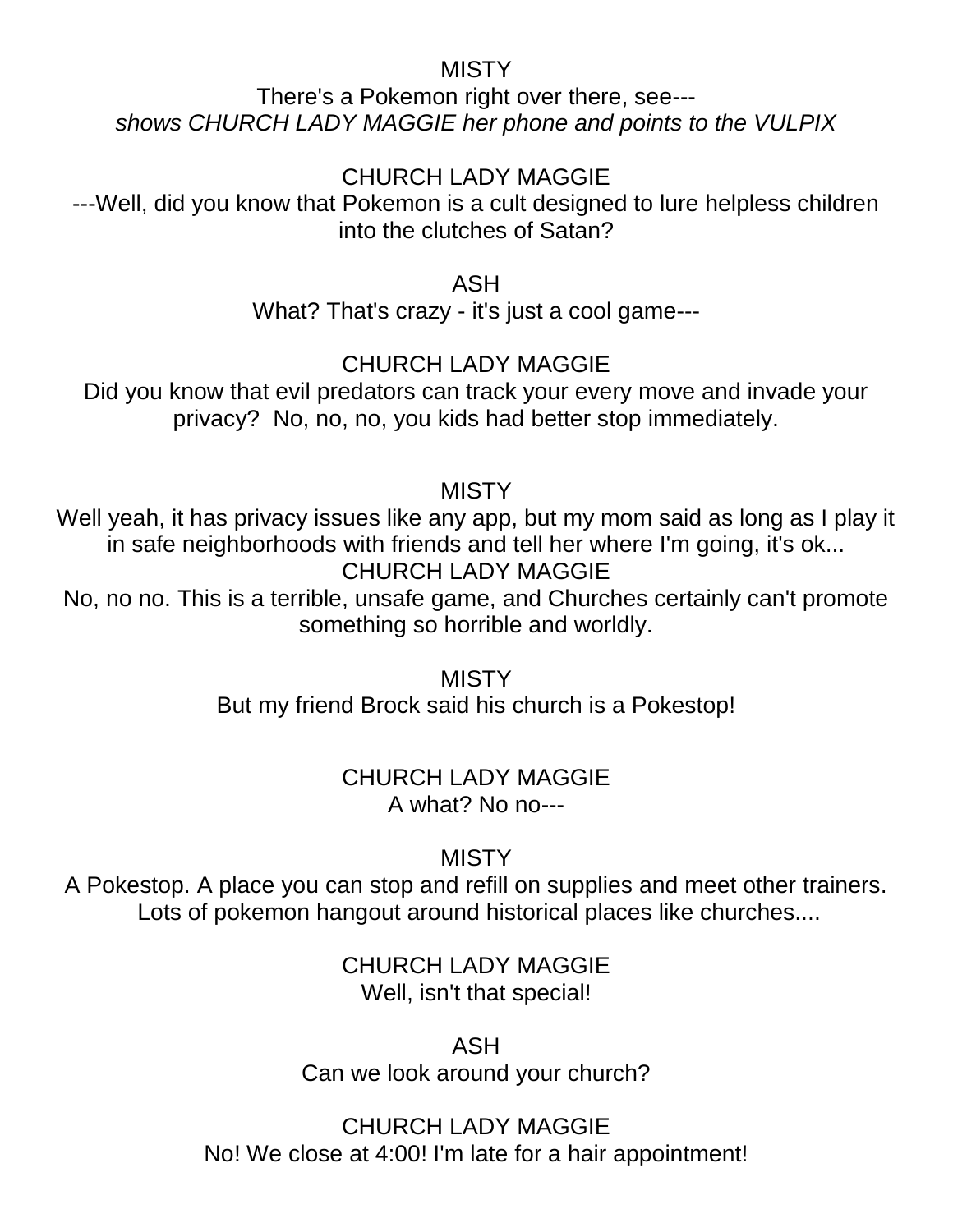MISTY

There's a Pokemon right over there, see---

*shows CHURCH LADY MAGGIE her phone and points to the VULPIX*

CHURCH LADY MAGGIE

---Well, did you know that Pokemon is a cult designed to lure helpless children into the clutches of Satan?

ASH

What? That's crazy - it's just a cool game---

CHURCH LADY MAGGIE

Did you know that evil predators can track your every move and invade your privacy? No, no, no, you kids had better stop immediately.

MISTY

Well yeah, it has privacy issues like any app, but my mom said as long as I play it in safe neighborhoods with friends and tell her where I'm going, it's ok...

CHURCH LADY MAGGIE

No, no no. This is a terrible, unsafe game, and Churches certainly can't promote something so horrible and worldly.

MISTY

But my friend Brock said his church is a Pokestop!

CHURCH LADY MAGGIE

A what? No no---

MISTY

A Pokestop. A place you can stop and refill on supplies and meet other trainers. Lots of pokemon hangout around historical places like churches....

CHURCH LADY MAGGIE

Well, isn't that special!

ASH

Can we look around your church?

CHURCH LADY MAGGIE

No! We close at 4:00! I'm late for a hair appointment!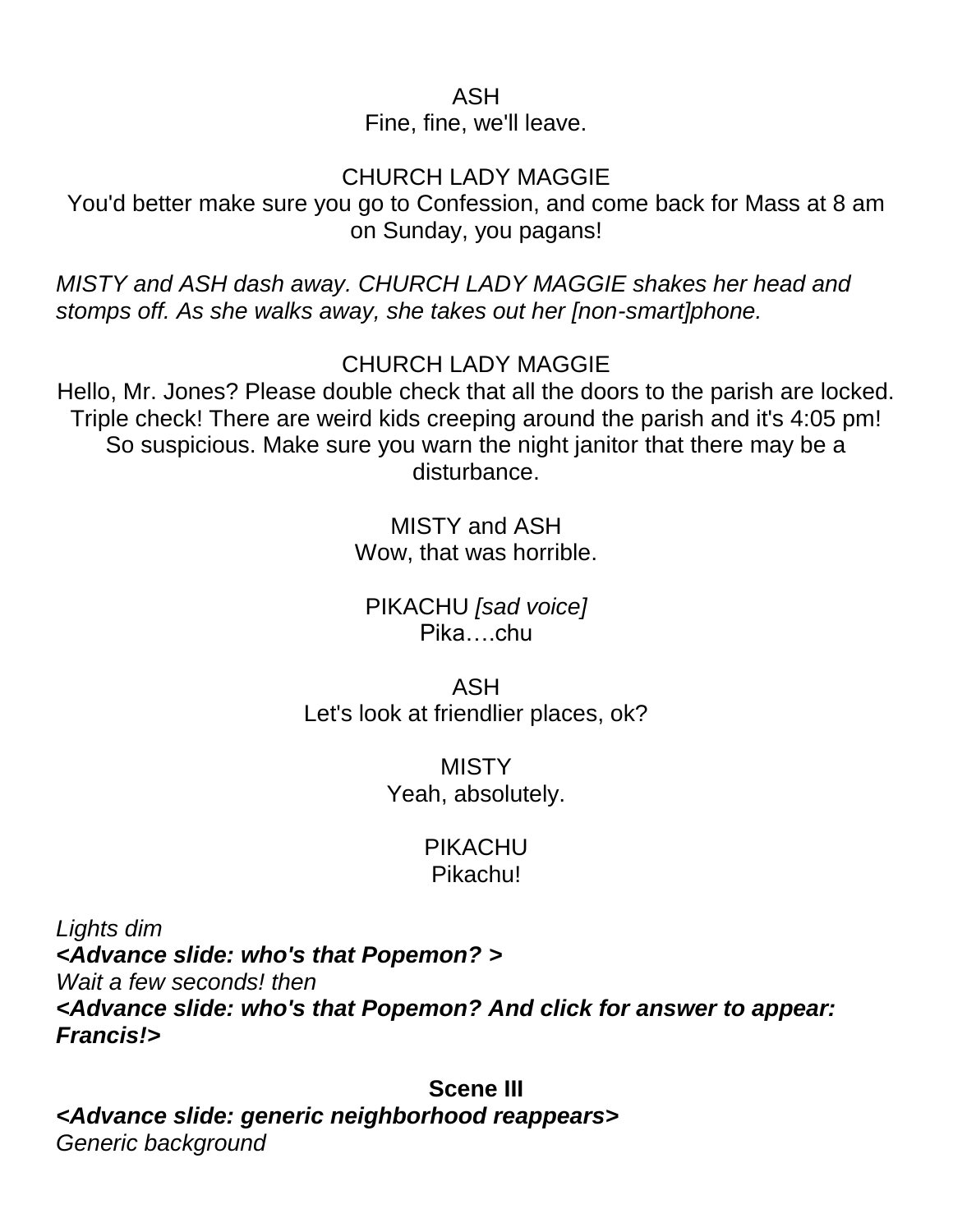ASH
Fine, fine, we'll leave.

CHURCH LADY MAGGIE
You'd better make sure you go to Confession, and come back for Mass at 8 am on Sunday, you pagans!

*MISTY and ASH dash away. CHURCH LADY MAGGIE shakes her head and stomps off. As she walks away, she takes out her [non-smart]phone.*

CHURCH LADY MAGGIE
Hello, Mr. Jones? Please double check that all the doors to the parish are locked. Triple check! There are weird kids creeping around the parish and it's 4:05 pm! So suspicious. Make sure you warn the night janitor that there may be a disturbance.

MISTY and ASH
Wow, that was horrible.

PIKACHU *[sad voice]*
Pika….chu

ASH
Let's look at friendlier places, ok?

MISTY
Yeah, absolutely.

PIKACHU
Pikachu!

*Lights dim*
***<Advance slide: who's that Popemon? >***
*Wait a few seconds! then*
***<Advance slide: who's that Popemon? And click for answer to appear: Francis!>***

**Scene III**

***<Advance slide: generic neighborhood reappears>***
*Generic background*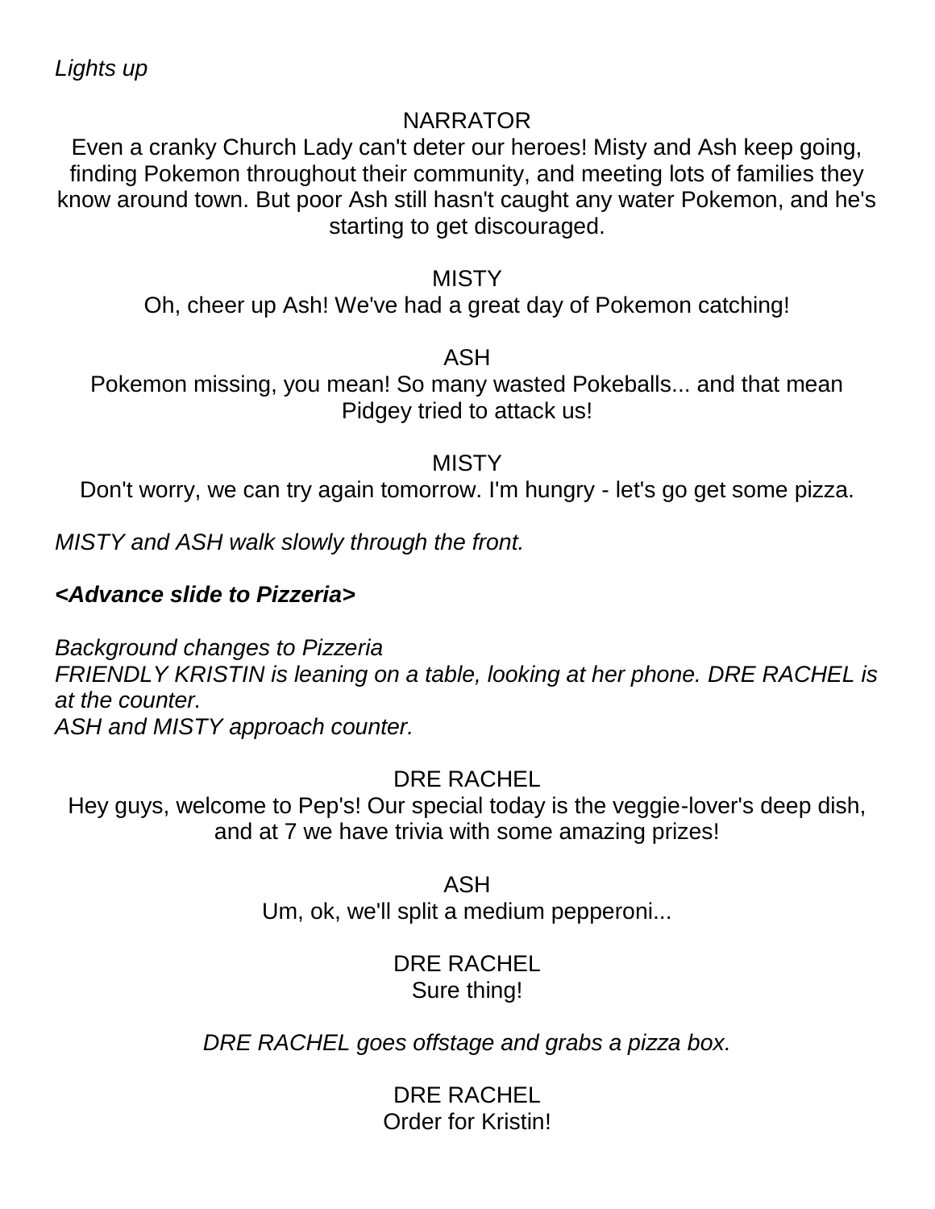*Lights up*

NARRATOR

Even a cranky Church Lady can't deter our heroes! Misty and Ash keep going, finding Pokemon throughout their community, and meeting lots of families they know around town. But poor Ash still hasn't caught any water Pokemon, and he's starting to get discouraged.

MISTY

Oh, cheer up Ash! We've had a great day of Pokemon catching!

ASH

Pokemon missing, you mean! So many wasted Pokeballs... and that mean Pidgey tried to attack us!

MISTY

Don't worry, we can try again tomorrow. I'm hungry - let's go get some pizza.

*MISTY and ASH walk slowly through the front.*

***<Advance slide to Pizzeria>***

*Background changes to Pizzeria*
*FRIENDLY KRISTIN is leaning on a table, looking at her phone. DRE RACHEL is at the counter.*
*ASH and MISTY approach counter.*

DRE RACHEL

Hey guys, welcome to Pep's! Our special today is the veggie-lover's deep dish, and at 7 we have trivia with some amazing prizes!

ASH

Um, ok, we'll split a medium pepperoni...

DRE RACHEL

Sure thing!

*DRE RACHEL goes offstage and grabs a pizza box.*

DRE RACHEL

Order for Kristin!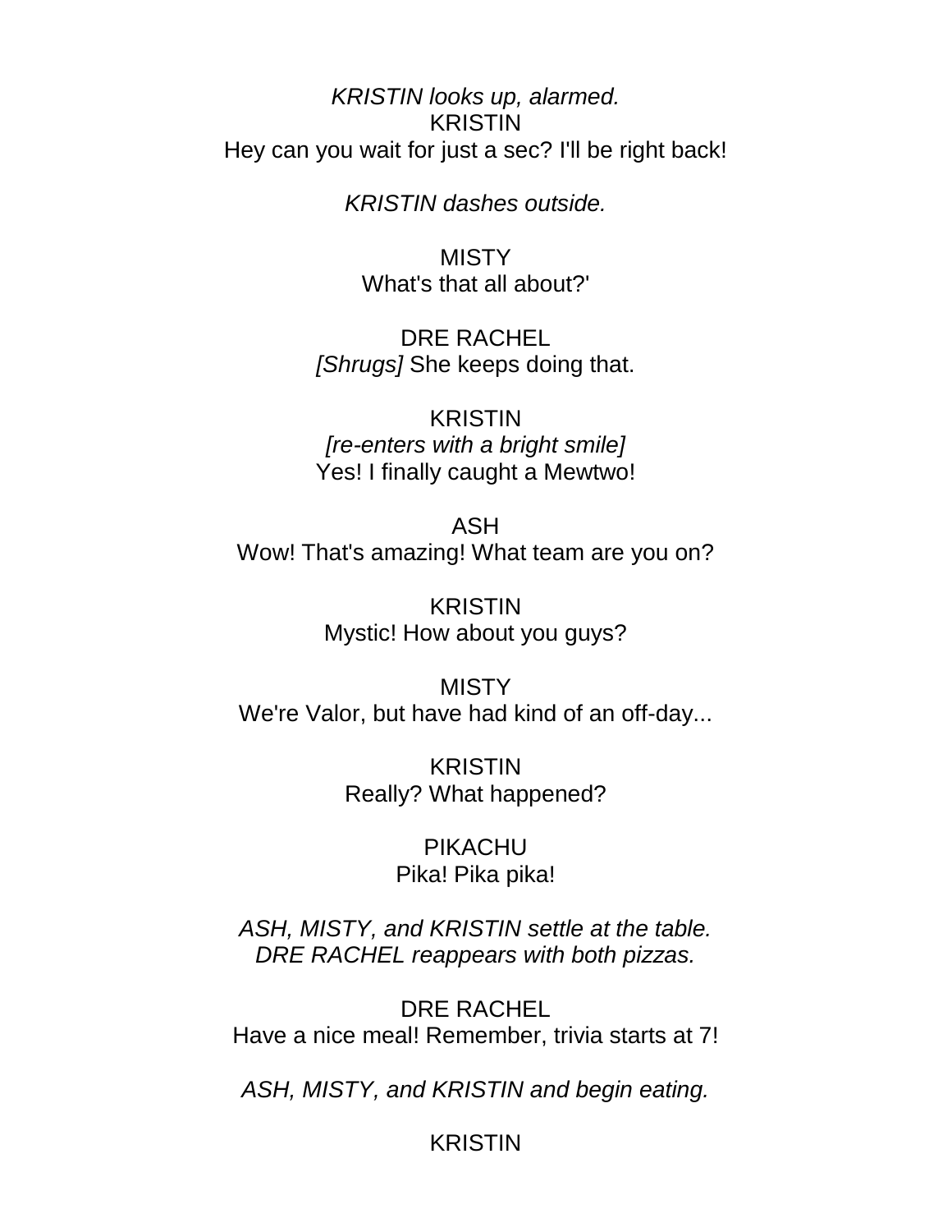*KRISTIN looks up, alarmed.*
KRISTIN
Hey can you wait for just a sec? I'll be right back!

*KRISTIN dashes outside.*

MISTY
What's that all about?'

DRE RACHEL
*[Shrugs]* She keeps doing that.

KRISTIN
*[re-enters with a bright smile]*
Yes! I finally caught a Mewtwo!

ASH
Wow! That's amazing! What team are you on?

KRISTIN
Mystic! How about you guys?

MISTY
We're Valor, but have had kind of an off-day...

KRISTIN
Really? What happened?

PIKACHU
Pika! Pika pika!

*ASH, MISTY, and KRISTIN settle at the table.*
*DRE RACHEL reappears with both pizzas.*

DRE RACHEL
Have a nice meal! Remember, trivia starts at 7!

*ASH, MISTY, and KRISTIN and begin eating.*

KRISTIN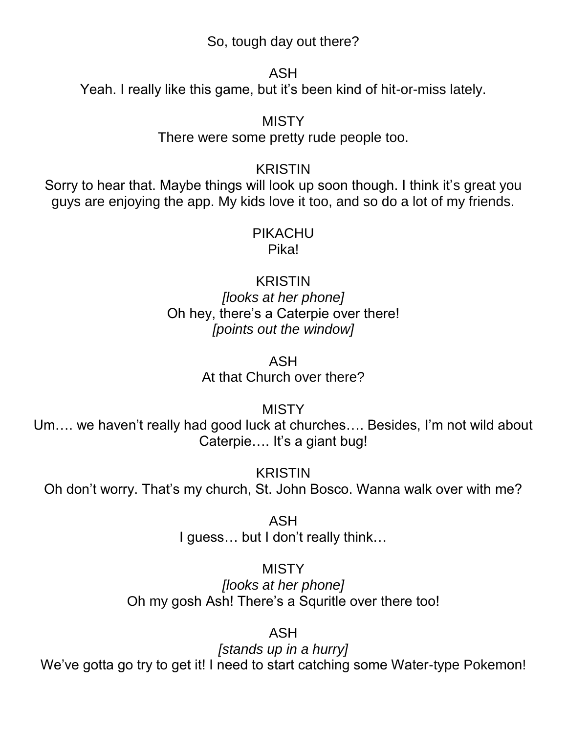So, tough day out there?

ASH

Yeah. I really like this game, but it’s been kind of hit-or-miss lately.

MISTY

There were some pretty rude people too.

KRISTIN

Sorry to hear that. Maybe things will look up soon though. I think it’s great you guys are enjoying the app. My kids love it too, and so do a lot of my friends.

PIKACHU

Pika!

KRISTIN

*[looks at her phone]*

Oh hey, there’s a Caterpie over there!

*[points out the window]*

ASH

At that Church over there?

MISTY

Um…. we haven’t really had good luck at churches…. Besides, I’m not wild about Caterpie…. It’s a giant bug!

KRISTIN

Oh don’t worry. That’s my church, St. John Bosco. Wanna walk over with me?

ASH

I guess… but I don’t really think…

MISTY

*[looks at her phone]*

Oh my gosh Ash! There’s a Squritle over there too!

ASH

*[stands up in a hurry]*

We’ve gotta go try to get it! I need to start catching some Water-type Pokemon!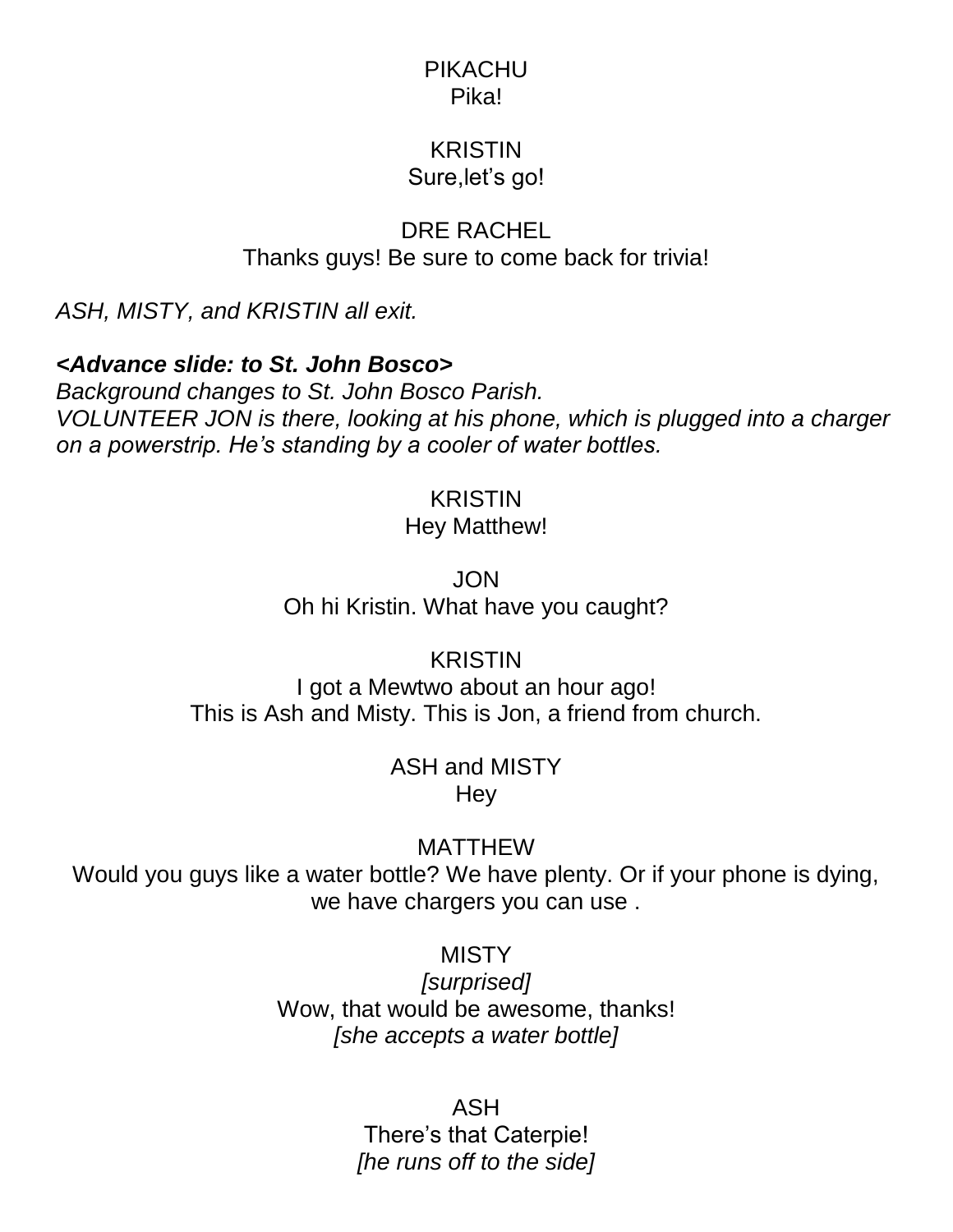PIKACHU
Pika!

KRISTIN
Sure,let's go!

DRE RACHEL
Thanks guys! Be sure to come back for trivia!

*ASH, MISTY, and KRISTIN all exit.*

***<Advance slide: to St. John Bosco>***
*Background changes to St. John Bosco Parish.*
*VOLUNTEER JON is there, looking at his phone, which is plugged into a charger on a powerstrip. He's standing by a cooler of water bottles.*

KRISTIN
Hey Matthew!

JON
Oh hi Kristin. What have you caught?

KRISTIN
I got a Mewtwo about an hour ago!
This is Ash and Misty. This is Jon, a friend from church.

ASH and MISTY
Hey

MATTHEW
Would you guys like a water bottle? We have plenty. Or if your phone is dying, we have chargers you can use .

MISTY
*[surprised]*
Wow, that would be awesome, thanks!
*[she accepts a water bottle]*

ASH
There's that Caterpie!
*[he runs off to the side]*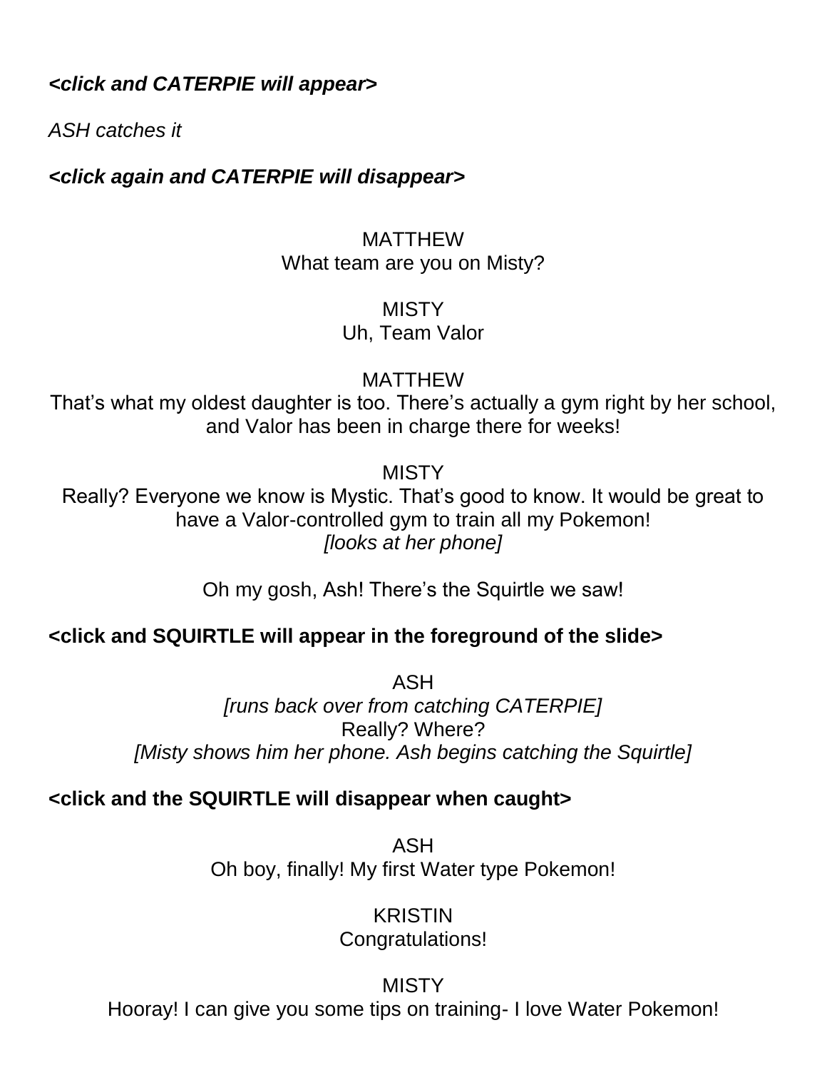***<click and CATERPIE will appear>***

*ASH catches it*

***<click again and CATERPIE will disappear>***

MATTHEW
What team are you on Misty?

MISTY
Uh, Team Valor

MATTHEW
That's what my oldest daughter is too. There's actually a gym right by her school, and Valor has been in charge there for weeks!

MISTY
Really? Everyone we know is Mystic. That's good to know. It would be great to have a Valor-controlled gym to train all my Pokemon!
*[looks at her phone]*

Oh my gosh, Ash! There's the Squirtle we saw!

**<click and SQUIRTLE will appear in the foreground of the slide>**

ASH
*[runs back over from catching CATERPIE]*
Really? Where?
*[Misty shows him her phone. Ash begins catching the Squirtle]*

**<click and the SQUIRTLE will disappear when caught>**

ASH
Oh boy, finally! My first Water type Pokemon!

KRISTIN
Congratulations!

MISTY
Hooray! I can give you some tips on training- I love Water Pokemon!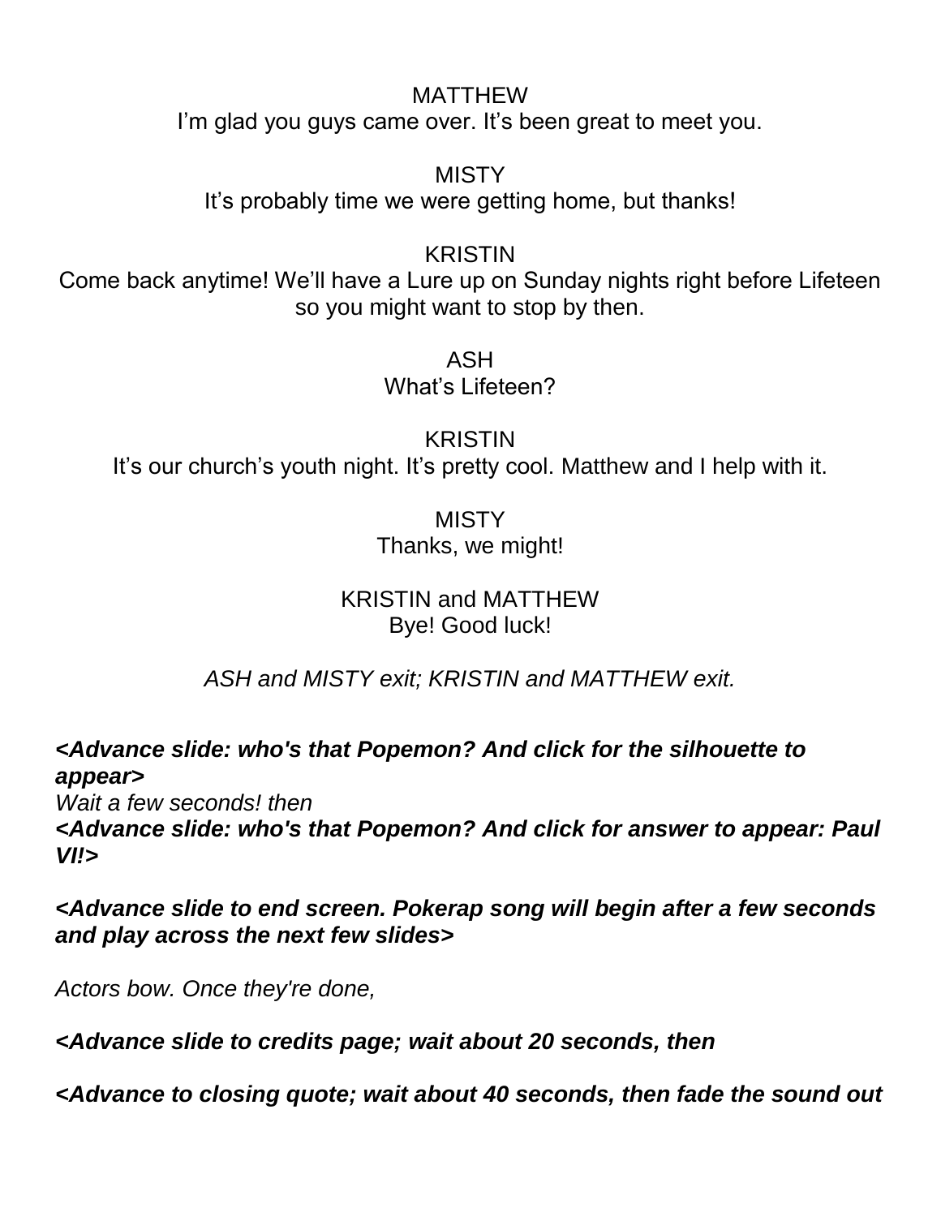MATTHEW
I'm glad you guys came over. It's been great to meet you.

MISTY
It's probably time we were getting home, but thanks!

KRISTIN
Come back anytime! We'll have a Lure up on Sunday nights right before Lifeteen so you might want to stop by then.

ASH
What's Lifeteen?

KRISTIN
It's our church's youth night. It's pretty cool. Matthew and I help with it.

MISTY
Thanks, we might!

KRISTIN and MATTHEW
Bye! Good luck!

*ASH and MISTY exit; KRISTIN and MATTHEW exit.*

***<Advance slide: who's that Popemon? And click for the silhouette to appear>***
*Wait a few seconds! then*
***<Advance slide: who's that Popemon? And click for answer to appear: Paul VI!>***

***<Advance slide to end screen. Pokerap song will begin after a few seconds and play across the next few slides>***

*Actors bow. Once they're done,*

***<Advance slide to credits page; wait about 20 seconds, then***

***<Advance to closing quote; wait about 40 seconds, then fade the sound out***